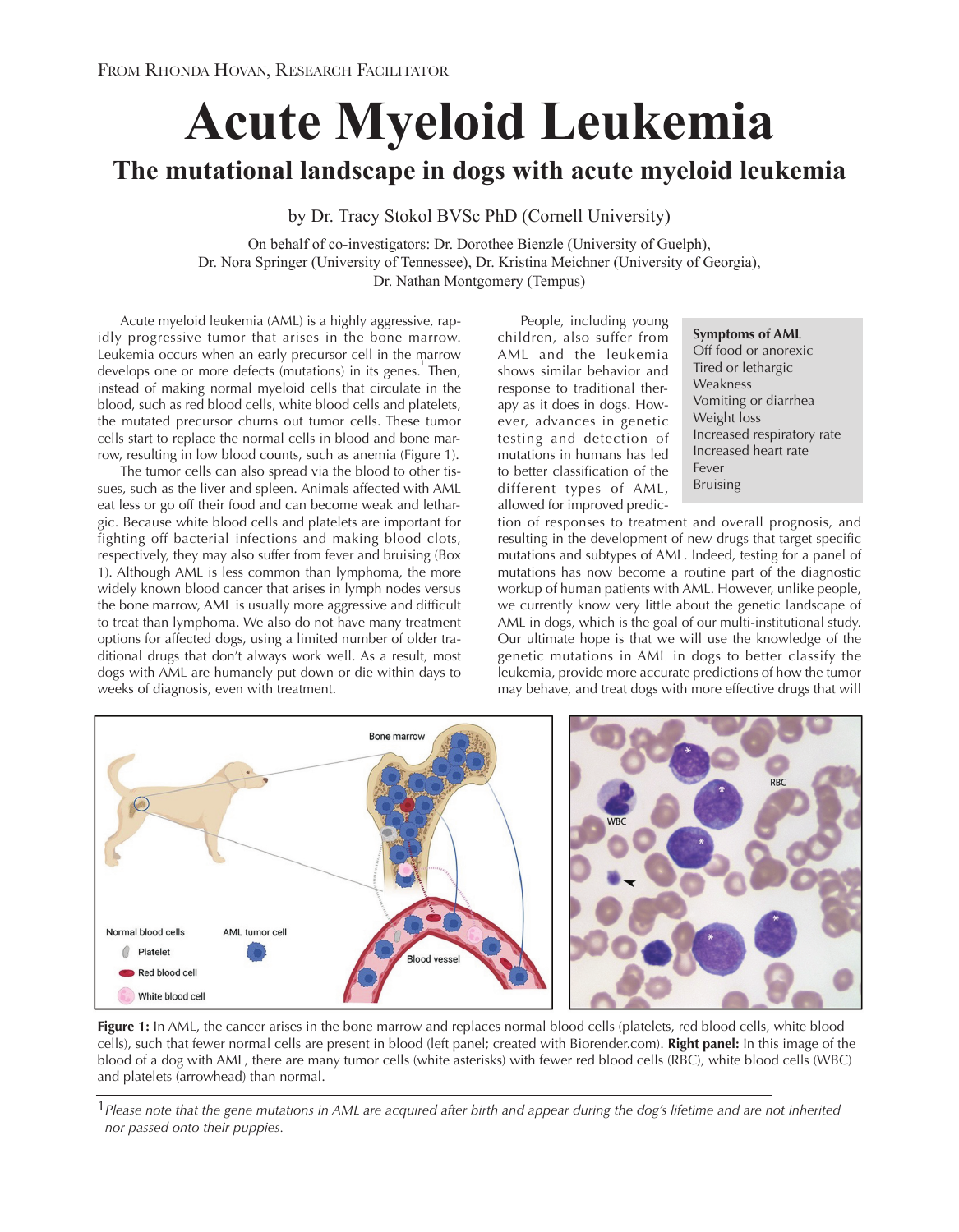From Rhonda Hovan, Research Facilitator

# Acute Myeloid Leukemia

## The mutational landscape in dogs with acute myeloid leukemia

by Dr. Tracy Stokol BVSc PhD (Cornell University)

On behalf of co-investigators: Dr. Dorothee Bienzle (University of Guelph), Dr. Nora Springer (University of Tennessee), Dr. Kristina Meichner (University of Georgia), Dr. Nathan Montgomery (Tempus)

Acute myeloid leukemia (AML) is a highly aggressive, rapidly progressive tumor that arises in the bone marrow. Leukemia occurs when an early precursor cell in the marrow develops one or more defects (mutations) in its genes.[1] Then, instead of making normal myeloid cells that circulate in the blood, such as red blood cells, white blood cells and platelets, the mutated precursor churns out tumor cells. These tumor cells start to replace the normal cells in blood and bone marrow, resulting in low blood counts, such as anemia (Figure 1).

The tumor cells can also spread via the blood to other tissues, such as the liver and spleen. Animals affected with AML eat less or go off their food and can become weak and lethargic. Because white blood cells and platelets are important for fighting off bacterial infections and making blood clots, respectively, they may also suffer from fever and bruising (Box 1). Although AML is less common than lymphoma, the more widely known blood cancer that arises in lymph nodes versus the bone marrow, AML is usually more aggressive and difficult to treat than lymphoma. We also do not have many treatment options for affected dogs, using a limited number of older traditional drugs that don't always work well. As a result, most dogs with AML are humanely put down or die within days to weeks of diagnosis, even with treatment.

**Symptoms of AML**
- Off food or anorexic
- Tired or lethargic
- Weakness
- Vomiting or diarrhea
- Weight loss
- Increased respiratory rate
- Increased heart rate
- Fever
- Bruising

People, including young children, also suffer from AML and the leukemia shows similar behavior and response to traditional therapy as it does in dogs. However, advances in genetic testing and detection of mutations in humans has led to better classification of the different types of AML, allowed for improved prediction of responses to treatment and overall prognosis, and resulting in the development of new drugs that target specific mutations and subtypes of AML. Indeed, testing for a panel of mutations has now become a routine part of the diagnostic workup of human patients with AML. However, unlike people, we currently know very little about the genetic landscape of AML in dogs, which is the goal of our multi-institutional study. Our ultimate hope is that we will use the knowledge of the genetic mutations in AML in dogs to better classify the leukemia, provide more accurate predictions of how the tumor may behave, and treat dogs with more effective drugs that will

**Figure 1:** In AML, the cancer arises in the bone marrow and replaces normal blood cells (platelets, red blood cells, white blood cells), such that fewer normal cells are present in blood (left panel; created with Biorender.com). **Right panel:** In this image of the blood of a dog with AML, there are many tumor cells (white asterisks) with fewer red blood cells (RBC), white blood cells (WBC) and platelets (arrowhead) than normal.

[1] *Please note that the gene mutations in AML are acquired after birth and appear during the dog's lifetime and are not inherited nor passed onto their puppies.*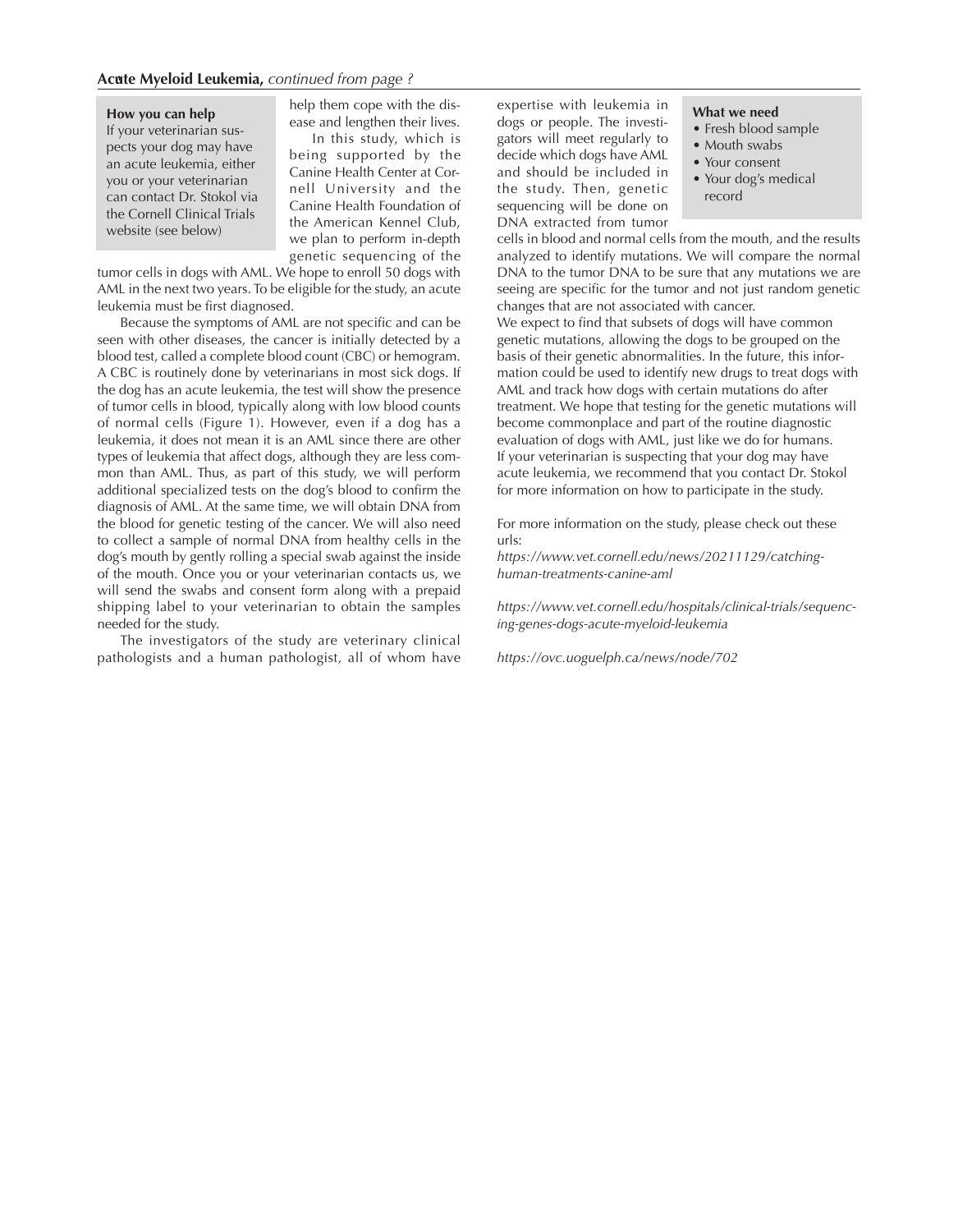**Acute Myeloid Leukemia,** *continued from page ?*

> **How you can help**
>
> If your veterinarian suspects your dog may have an acute leukemia, either you or your veterinarian can contact Dr. Stokol via the Cornell Clinical Trials website (see below)

help them cope with the disease and lengthen their lives.

In this study, which is being supported by the Canine Health Center at Cornell University and the Canine Health Foundation of the American Kennel Club, we plan to perform in-depth genetic sequencing of the tumor cells in dogs with AML. We hope to enroll 50 dogs with AML in the next two years. To be eligible for the study, an acute leukemia must be first diagnosed.

Because the symptoms of AML are not specific and can be seen with other diseases, the cancer is initially detected by a blood test, called a complete blood count (CBC) or hemogram. A CBC is routinely done by veterinarians in most sick dogs. If the dog has an acute leukemia, the test will show the presence of tumor cells in blood, typically along with low blood counts of normal cells (Figure 1). However, even if a dog has a leukemia, it does not mean it is an AML since there are other types of leukemia that affect dogs, although they are less common than AML. Thus, as part of this study, we will perform additional specialized tests on the dog's blood to confirm the diagnosis of AML. At the same time, we will obtain DNA from the blood for genetic testing of the cancer. We will also need to collect a sample of normal DNA from healthy cells in the dog's mouth by gently rolling a special swab against the inside of the mouth. Once you or your veterinarian contacts us, we will send the swabs and consent form along with a prepaid shipping label to your veterinarian to obtain the samples needed for the study.

The investigators of the study are veterinary clinical pathologists and a human pathologist, all of whom have expertise with leukemia in dogs or people. The investigators will meet regularly to decide which dogs have AML and should be included in the study. Then, genetic sequencing will be done on DNA extracted from tumor cells in blood and normal cells from the mouth, and the results analyzed to identify mutations. We will compare the normal DNA to the tumor DNA to be sure that any mutations we are seeing are specific for the tumor and not just random genetic changes that are not associated with cancer.

> **What we need**
>
> - Fresh blood sample
> - Mouth swabs
> - Your consent
> - Your dog's medical record

We expect to find that subsets of dogs will have common genetic mutations, allowing the dogs to be grouped on the basis of their genetic abnormalities. In the future, this information could be used to identify new drugs to treat dogs with AML and track how dogs with certain mutations do after treatment. We hope that testing for the genetic mutations will become commonplace and part of the routine diagnostic evaluation of dogs with AML, just like we do for humans.

If your veterinarian is suspecting that your dog may have acute leukemia, we recommend that you contact Dr. Stokol for more information on how to participate in the study.

For more information on the study, please check out these urls:

*https://www.vet.cornell.edu/news/20211129/catching-human-treatments-canine-aml*

*https://www.vet.cornell.edu/hospitals/clinical-trials/sequencing-genes-dogs-acute-myeloid-leukemia*

*https://ovc.uoguelph.ca/news/node/702*